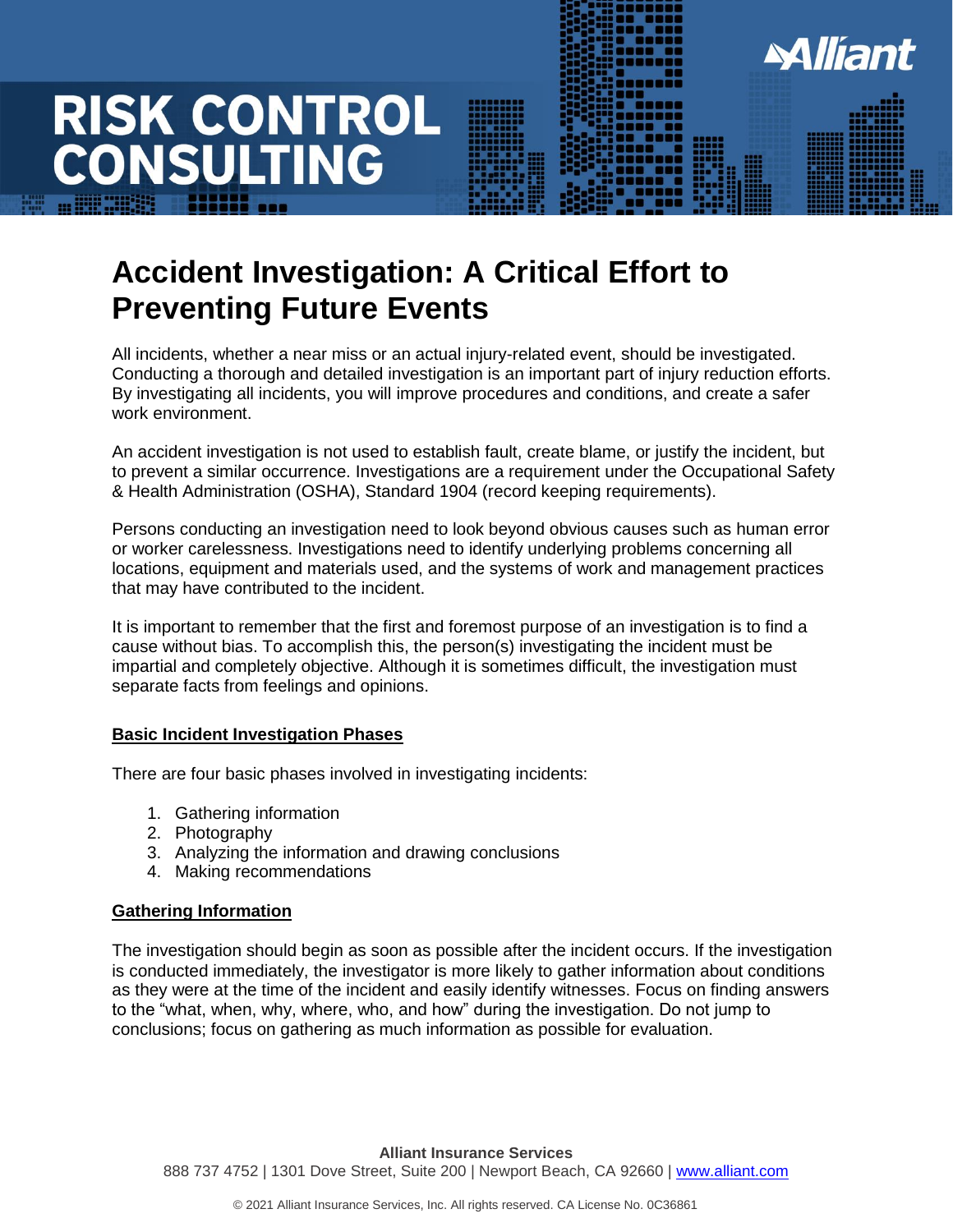# RISK CONTROL CONSULTING

## Accident Investigation: A Critical Effort to Preventing Future Events

All incidents, whether a near miss or an actual injury-related event, should be investigated. Conducting a thorough and detailed investigation is an important part of injury reduction efforts. By investigating all incidents, you will improve procedures and conditions, and create a safer work environment.

An accident investigation is not used to establish fault, create blame, or justify the incident, but to prevent a similar occurrence. Investigations are a requirement under the Occupational Safety & Health Administration (OSHA), Standard 1904 (record keeping requirements).

Persons conducting an investigation need to look beyond obvious causes such as human error or worker carelessness. Investigations need to identify underlying problems concerning all locations, equipment and materials used, and the systems of work and management practices that may have contributed to the incident.

It is important to remember that the first and foremost purpose of an investigation is to find a cause without bias. To accomplish this, the person(s) investigating the incident must be impartial and completely objective. Although it is sometimes difficult, the investigation must separate facts from feelings and opinions.

### Basic Incident Investigation Phases

There are four basic phases involved in investigating incidents:

1. Gathering information
2. Photography
3. Analyzing the information and drawing conclusions
4. Making recommendations

### Gathering Information

The investigation should begin as soon as possible after the incident occurs. If the investigation is conducted immediately, the investigator is more likely to gather information about conditions as they were at the time of the incident and easily identify witnesses. Focus on finding answers to the "what, when, why, where, who, and how" during the investigation. Do not jump to conclusions; focus on gathering as much information as possible for evaluation.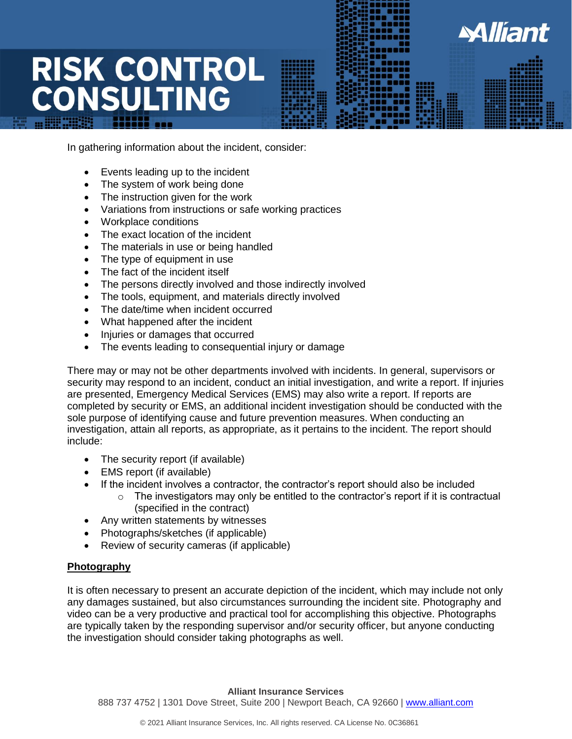In gathering information about the incident, consider:

- Events leading up to the incident
- The system of work being done
- The instruction given for the work
- Variations from instructions or safe working practices
- Workplace conditions
- The exact location of the incident
- The materials in use or being handled
- The type of equipment in use
- The fact of the incident itself
- The persons directly involved and those indirectly involved
- The tools, equipment, and materials directly involved
- The date/time when incident occurred
- What happened after the incident
- Injuries or damages that occurred
- The events leading to consequential injury or damage

There may or may not be other departments involved with incidents. In general, supervisors or security may respond to an incident, conduct an initial investigation, and write a report. If injuries are presented, Emergency Medical Services (EMS) may also write a report. If reports are completed by security or EMS, an additional incident investigation should be conducted with the sole purpose of identifying cause and future prevention measures. When conducting an investigation, attain all reports, as appropriate, as it pertains to the incident. The report should include:

- The security report (if available)
- EMS report (if available)
- If the incident involves a contractor, the contractor's report should also be included
  - The investigators may only be entitled to the contractor's report if it is contractual (specified in the contract)
- Any written statements by witnesses
- Photographs/sketches (if applicable)
- Review of security cameras (if applicable)

**Photography**

It is often necessary to present an accurate depiction of the incident, which may include not only any damages sustained, but also circumstances surrounding the incident site. Photography and video can be a very productive and practical tool for accomplishing this objective. Photographs are typically taken by the responding supervisor and/or security officer, but anyone conducting the investigation should consider taking photographs as well.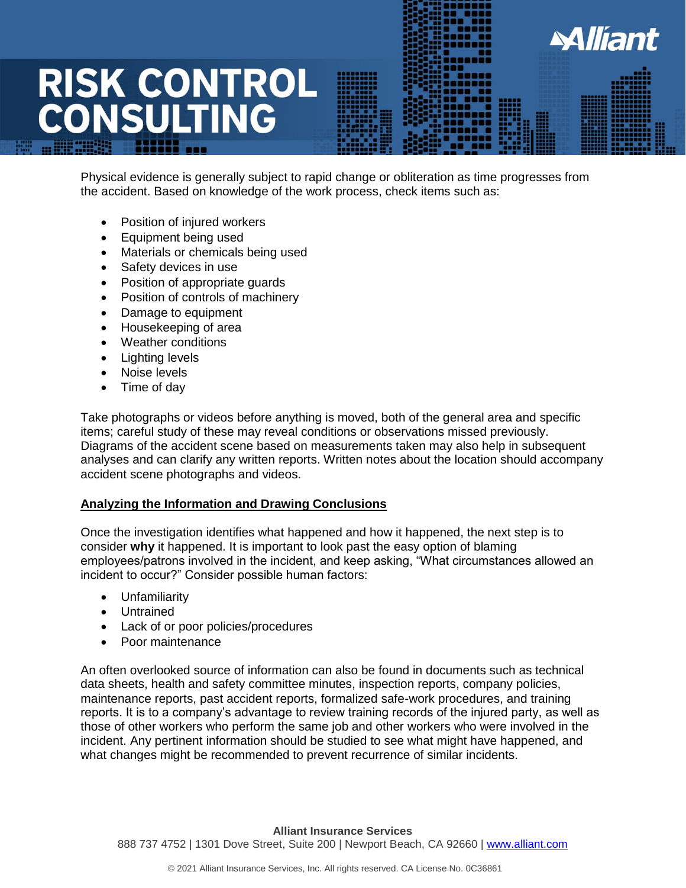Physical evidence is generally subject to rapid change or obliteration as time progresses from the accident. Based on knowledge of the work process, check items such as:

- Position of injured workers
- Equipment being used
- Materials or chemicals being used
- Safety devices in use
- Position of appropriate guards
- Position of controls of machinery
- Damage to equipment
- Housekeeping of area
- Weather conditions
- Lighting levels
- Noise levels
- Time of day

Take photographs or videos before anything is moved, both of the general area and specific items; careful study of these may reveal conditions or observations missed previously. Diagrams of the accident scene based on measurements taken may also help in subsequent analyses and can clarify any written reports. Written notes about the location should accompany accident scene photographs and videos.

## Analyzing the Information and Drawing Conclusions

Once the investigation identifies what happened and how it happened, the next step is to consider **why** it happened. It is important to look past the easy option of blaming employees/patrons involved in the incident, and keep asking, "What circumstances allowed an incident to occur?" Consider possible human factors:

- Unfamiliarity
- Untrained
- Lack of or poor policies/procedures
- Poor maintenance

An often overlooked source of information can also be found in documents such as technical data sheets, health and safety committee minutes, inspection reports, company policies, maintenance reports, past accident reports, formalized safe-work procedures, and training reports. It is to a company's advantage to review training records of the injured party, as well as those of other workers who perform the same job and other workers who were involved in the incident. Any pertinent information should be studied to see what might have happened, and what changes might be recommended to prevent recurrence of similar incidents.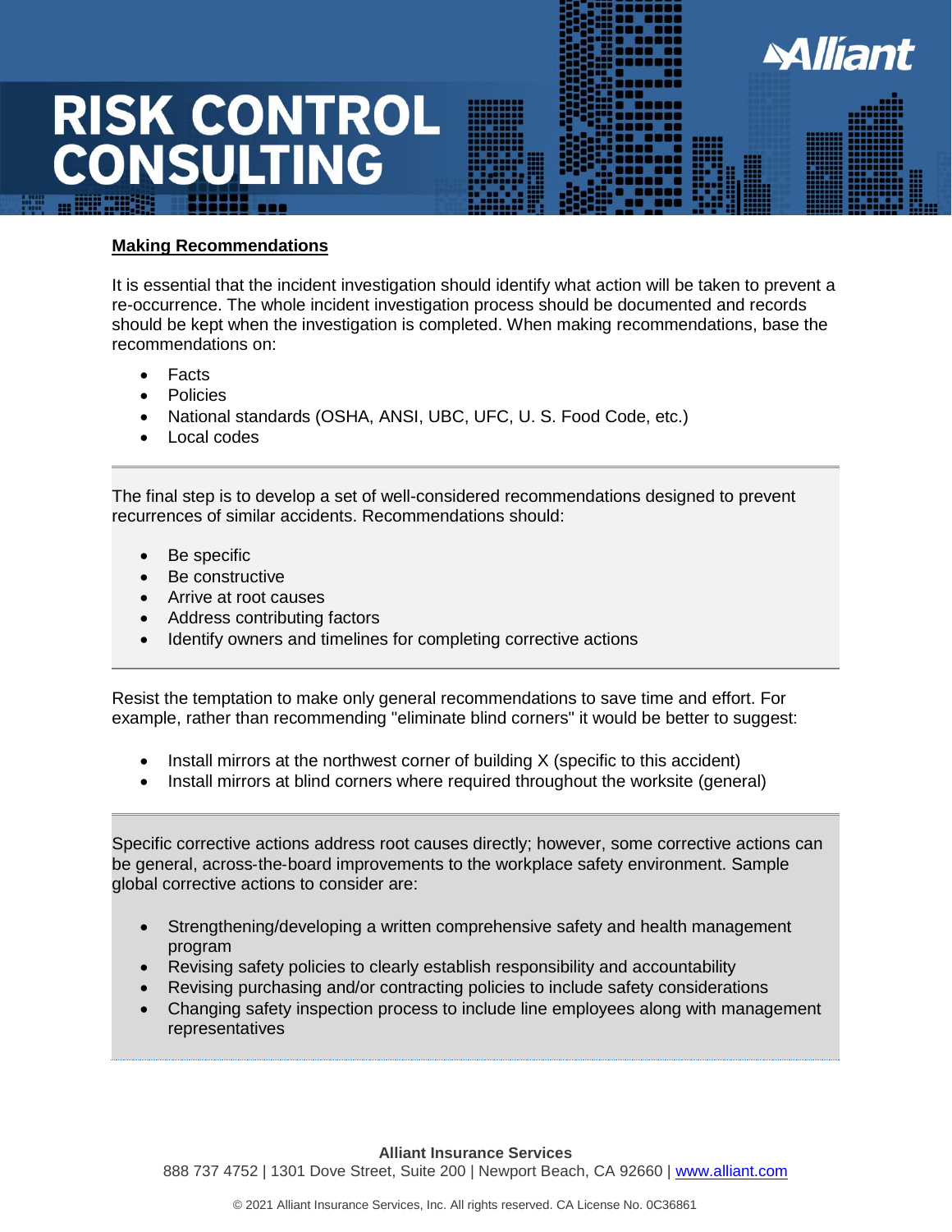## Making Recommendations

It is essential that the incident investigation should identify what action will be taken to prevent a re-occurrence. The whole incident investigation process should be documented and records should be kept when the investigation is completed. When making recommendations, base the recommendations on:

- Facts
- Policies
- National standards (OSHA, ANSI, UBC, UFC, U. S. Food Code, etc.)
- Local codes

The final step is to develop a set of well-considered recommendations designed to prevent recurrences of similar accidents. Recommendations should:

- Be specific
- Be constructive
- Arrive at root causes
- Address contributing factors
- Identify owners and timelines for completing corrective actions

Resist the temptation to make only general recommendations to save time and effort. For example, rather than recommending "eliminate blind corners" it would be better to suggest:

- Install mirrors at the northwest corner of building X (specific to this accident)
- Install mirrors at blind corners where required throughout the worksite (general)

Specific corrective actions address root causes directly; however, some corrective actions can be general, across-the-board improvements to the workplace safety environment. Sample global corrective actions to consider are:

- Strengthening/developing a written comprehensive safety and health management program
- Revising safety policies to clearly establish responsibility and accountability
- Revising purchasing and/or contracting policies to include safety considerations
- Changing safety inspection process to include line employees along with management representatives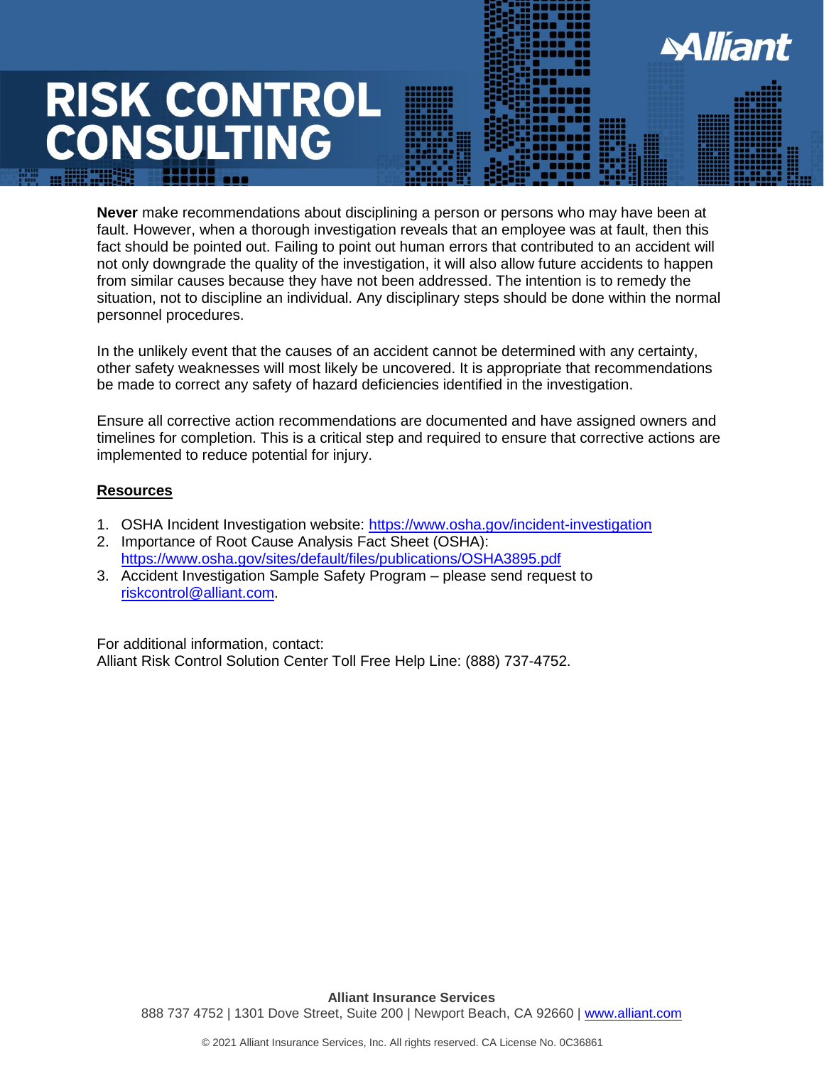**Never** make recommendations about disciplining a person or persons who may have been at fault. However, when a thorough investigation reveals that an employee was at fault, then this fact should be pointed out. Failing to point out human errors that contributed to an accident will not only downgrade the quality of the investigation, it will also allow future accidents to happen from similar causes because they have not been addressed. The intention is to remedy the situation, not to discipline an individual. Any disciplinary steps should be done within the normal personnel procedures.

In the unlikely event that the causes of an accident cannot be determined with any certainty, other safety weaknesses will most likely be uncovered. It is appropriate that recommendations be made to correct any safety of hazard deficiencies identified in the investigation.

Ensure all corrective action recommendations are documented and have assigned owners and timelines for completion. This is a critical step and required to ensure that corrective actions are implemented to reduce potential for injury.

**Resources**

1. OSHA Incident Investigation website: https://www.osha.gov/incident-investigation
2. Importance of Root Cause Analysis Fact Sheet (OSHA): https://www.osha.gov/sites/default/files/publications/OSHA3895.pdf
3. Accident Investigation Sample Safety Program – please send request to riskcontrol@alliant.com.

For additional information, contact:
Alliant Risk Control Solution Center Toll Free Help Line: (888) 737-4752.

**Alliant Insurance Services**
888 737 4752 | 1301 Dove Street, Suite 200 | Newport Beach, CA 92660 | www.alliant.com

© 2021 Alliant Insurance Services, Inc. All rights reserved. CA License No. 0C36861